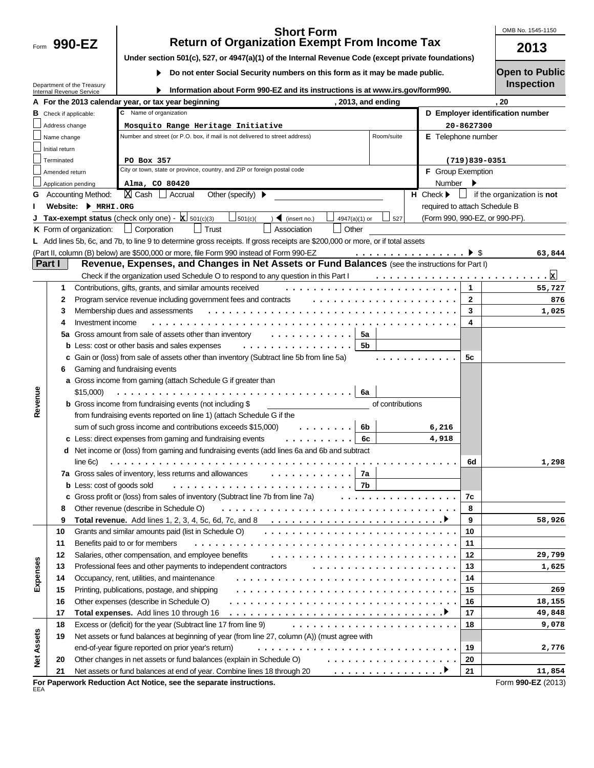Form **990-EZ**

# Short Form
# Return of Organization Exempt From Income Tax

**Under section 501(c), 527, or 4947(a)(1) of the Internal Revenue Code (except private foundations)**

▶ **Do not enter Social Security numbers on this form as it may be made public.**

▶ **Information about Form 990-EZ and its instructions is at www.irs.gov/form990.**

Department of the Treasury
Internal Revenue Service

OMB No. 1545-1150

**2013**

**Open to Public Inspection**

**A For the 2013 calendar year, or tax year beginning , 2013, and ending , 20**

**B** Check if applicable:
- ☐ Address change
- ☐ Name change
- ☐ Initial return
- ☐ Terminated
- ☐ Amended return
- ☐ Application pending

**C** Name of organization: Mosquito Range Heritage Initiative

Number and street (or P.O. box, if mail is not delivered to street address): PO Box 357 | Room/suite:

City or town, state or province, country, and ZIP or foreign postal code: Alma, CO 80420

**D Employer identification number:** 20-8627300

**E** Telephone number: (719)839-0351

**F** Group Exemption Number ▶

**G** Accounting Method: ☒ Cash ☐ Accrual Other (specify) ▶

**H** Check ▶ ☐ if the organization is **not** required to attach Schedule B (Form 990, 990-EZ, or 990-PF).

**I Website:** ▶ MRHI.ORG

**J Tax-exempt status** (check only one) - ☒ 501(c)(3) ☐ 501(c)( ) ◀ (insert no.) ☐ 4947(a)(1) or ☐ 527

**K** Form of organization: ☐ Corporation ☐ Trust ☐ Association ☐ Other

**L** Add lines 5b, 6c, and 7b, to line 9 to determine gross receipts. If gross receipts are $200,000 or more, or if total assets (Part II, column (B) below) are $500,000 or more, file Form 990 instead of Form 990-EZ ▶ $ 63,844

## Part I — Revenue, Expenses, and Changes in Net Assets or Fund Balances (see the instructions for Part I)

Check if the organization used Schedule O to respond to any question in this Part I ☒

| Section | Line | Description | Sub-line | Sub-amount | Line | Amount |
|---|---|---|---|---|---|---|
| Revenue | 1 | Contributions, gifts, grants, and similar amounts received | | | 1 | 55,727 |
| | 2 | Program service revenue including government fees and contracts | | | 2 | 876 |
| | 3 | Membership dues and assessments | | | 3 | 1,025 |
| | 4 | Investment income | | | 4 | |
| | 5a | Gross amount from sale of assets other than inventory | 5a | | | |
| | b | Less: cost or other basis and sales expenses | 5b | | | |
| | c | Gain or (loss) from sale of assets other than inventory (Subtract line 5b from line 5a) | | | 5c | |
| | 6 | Gaming and fundraising events | | | | |
| | a | Gross income from gaming (attach Schedule G if greater than $15,000) | 6a | | | |
| | b | Gross income from fundraising events (not including $ of contributions from fundraising events reported on line 1) (attach Schedule G if the sum of such gross income and contributions exceeds $15,000) | 6b | 6,216 | | |
| | c | Less: direct expenses from gaming and fundraising events | 6c | 4,918 | | |
| | d | Net income or (loss) from gaming and fundraising events (add lines 6a and 6b and subtract line 6c) | | | 6d | 1,298 |
| | 7a | Gross sales of inventory, less returns and allowances | 7a | | | |
| | b | Less: cost of goods sold | 7b | | | |
| | c | Gross profit or (loss) from sales of inventory (Subtract line 7b from line 7a) | | | 7c | |
| | 8 | Other revenue (describe in Schedule O) | | | 8 | |
| | 9 | **Total revenue.** Add lines 1, 2, 3, 4, 5c, 6d, 7c, and 8 ▶ | | | 9 | 58,926 |
| Expenses | 10 | Grants and similar amounts paid (list in Schedule O) | | | 10 | |
| | 11 | Benefits paid to or for members | | | 11 | |
| | 12 | Salaries, other compensation, and employee benefits | | | 12 | 29,799 |
| | 13 | Professional fees and other payments to independent contractors | | | 13 | 1,625 |
| | 14 | Occupancy, rent, utilities, and maintenance | | | 14 | |
| | 15 | Printing, publications, postage, and shipping | | | 15 | 269 |
| | 16 | Other expenses (describe in Schedule O) | | | 16 | 18,155 |
| | 17 | **Total expenses.** Add lines 10 through 16 ▶ | | | 17 | 49,848 |
| Net Assets | 18 | Excess or (deficit) for the year (Subtract line 17 from line 9) | | | 18 | 9,078 |
| | 19 | Net assets or fund balances at beginning of year (from line 27, column (A)) (must agree with end-of-year figure reported on prior year's return) | | | 19 | 2,776 |
| | 20 | Other changes in net assets or fund balances (explain in Schedule O) | | | 20 | |
| | 21 | Net assets or fund balances at end of year. Combine lines 18 through 20 ▶ | | | 21 | 11,854 |

**For Paperwork Reduction Act Notice, see the separate instructions.** Form **990-EZ** (2013)

EEA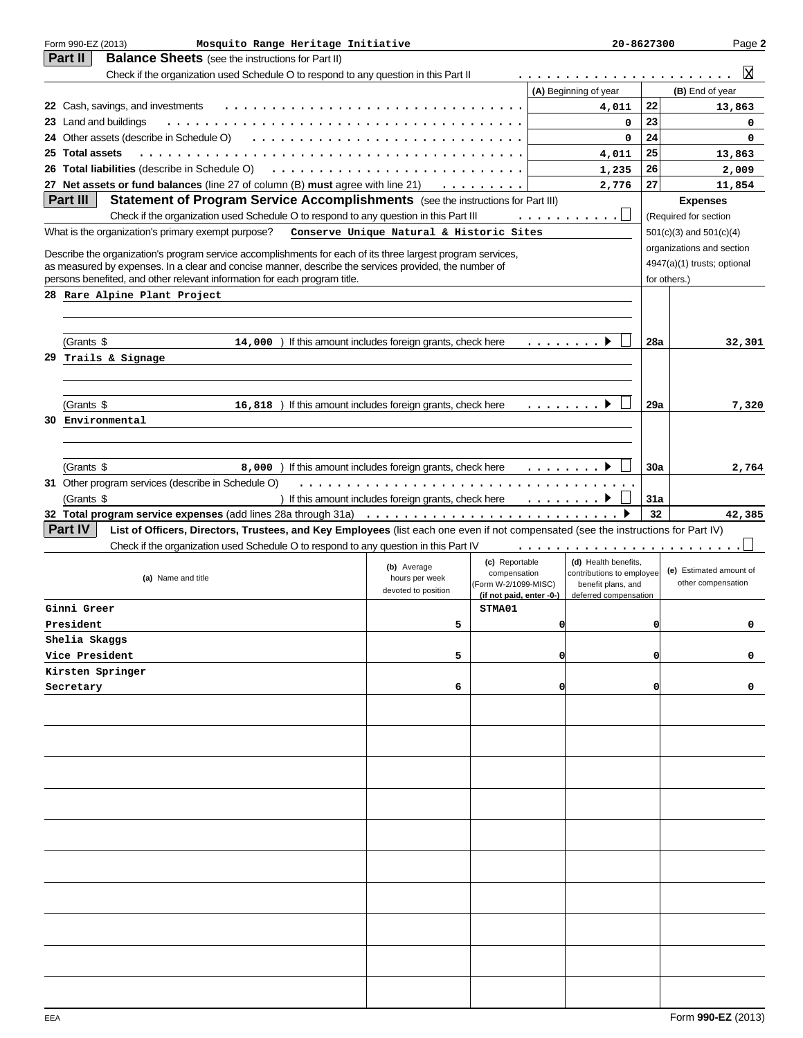Form 990-EZ (2013) Mosquito Range Heritage Initiative 20-8627300 Page 2

## Part II Balance Sheets (see the instructions for Part II)

Check if the organization used Schedule O to respond to any question in this Part II . . . . . . . . . . . . . . . . . . . . . . X

| | (A) Beginning of year | | (B) End of year |
|---|---|---|---|
| 22 Cash, savings, and investments | 4,011 | 22 | 13,863 |
| 23 Land and buildings | 0 | 23 | 0 |
| 24 Other assets (describe in Schedule O) | 0 | 24 | 0 |
| 25 **Total assets** | 4,011 | 25 | 13,863 |
| 26 **Total liabilities** (describe in Schedule O) | 1,235 | 26 | 2,009 |
| 27 **Net assets or fund balances** (line 27 of column (B) **must** agree with line 21) | 2,776 | 27 | 11,854 |

## Part III Statement of Program Service Accomplishments (see the instructions for Part III)

Check if the organization used Schedule O to respond to any question in this Part III . . . . . . . . . . ☐

What is the organization's primary exempt purpose? **Conserve Unique Natural & Historic Sites**

Describe the organization's program service accomplishments for each of its three largest program services, as measured by expenses. In a clear and concise manner, describe the services provided, the number of persons benefited, and other relevant information for each program title.

**Expenses** (Required for section 501(c)(3) and 501(c)(4) organizations and section 4947(a)(1) trusts; optional for others.)

| | | Expenses |
|---|---|---|
| 28 Rare Alpine Plant Project (Grants $ 14,000 ) If this amount includes foreign grants, check here ☐ | 28a | 32,301 |
| 29 Trails & Signage (Grants $ 16,818 ) If this amount includes foreign grants, check here ☐ | 29a | 7,320 |
| 30 Environmental (Grants $ 8,000 ) If this amount includes foreign grants, check here ☐ | 30a | 2,764 |
| 31 Other program services (describe in Schedule O) (Grants $ ) If this amount includes foreign grants, check here ☐ | 31a | |
| 32 **Total program service expenses** (add lines 28a through 31a) | 32 | 42,385 |

## Part IV List of Officers, Directors, Trustees, and Key Employees (list each one even if not compensated (see the instructions for Part IV)

Check if the organization used Schedule O to respond to any question in this Part IV . . . . . . . . . . . . . . . . . . . . . . ☐

| (a) Name and title | (b) Average hours per week devoted to position | (c) Reportable compensation (Form W-2/1099-MISC) (if not paid, enter -0-) | (d) Health benefits, contributions to employee benefit plans, and deferred compensation | (e) Estimated amount of other compensation |
|---|---|---|---|---|
| Ginni Greer<br>President | 5 | STMA01<br>0 | 0 | 0 |
| Shelia Skaggs<br>Vice President | 5 | 0 | 0 | 0 |
| Kirsten Springer<br>Secretary | 6 | 0 | 0 | 0 |

EEA Form **990-EZ** (2013)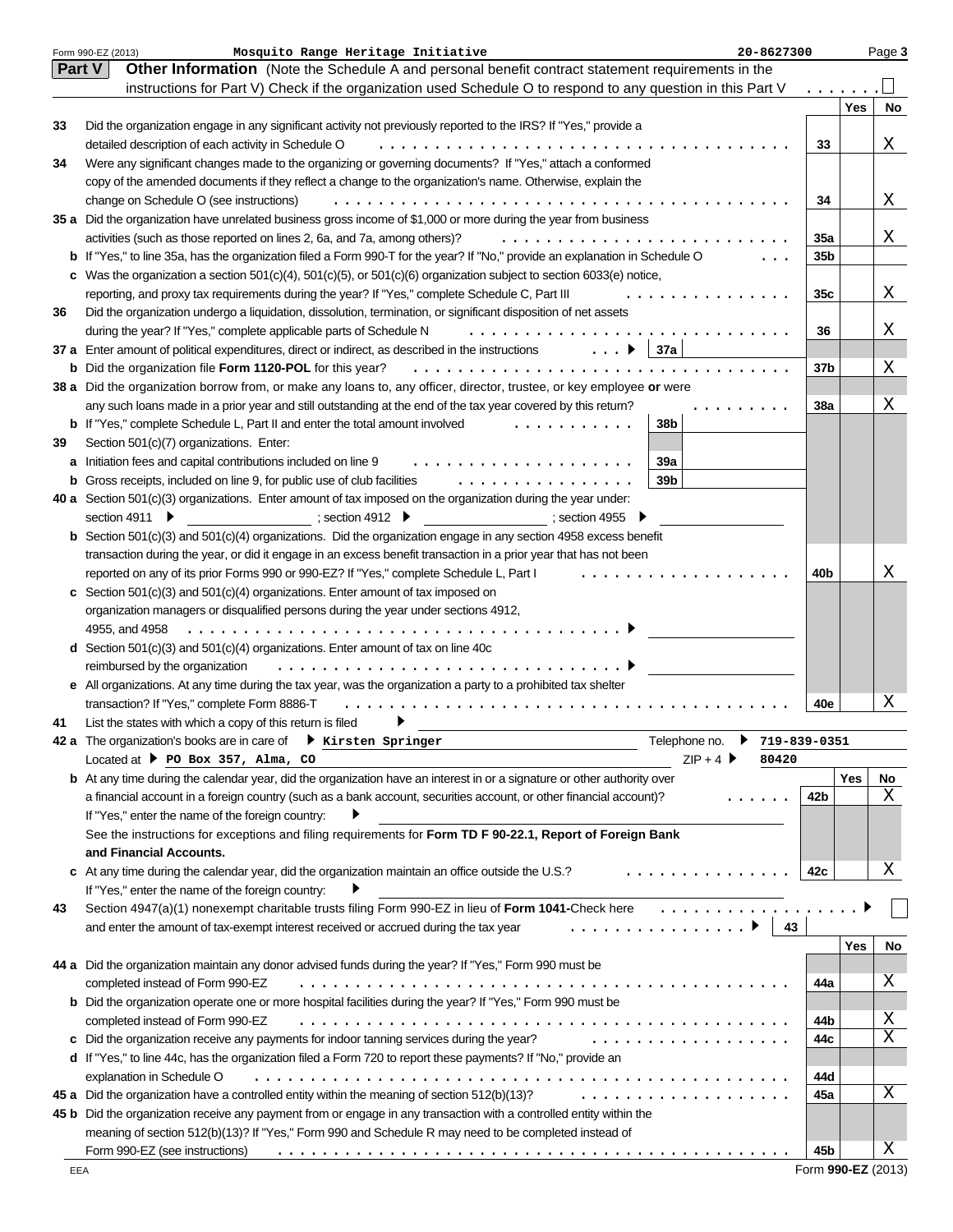Form 990-EZ (2013) **Mosquito Range Heritage Initiative** **20-8627300** Page **3**

## Part V Other Information

(Note the Schedule A and personal benefit contract statement requirements in the instructions for Part V) Check if the organization used Schedule O to respond to any question in this Part V ☐

| | | | Yes | No |
|---|---|---|---|---|
| **33** | Did the organization engage in any significant activity not previously reported to the IRS? If "Yes," provide a detailed description of each activity in Schedule O | 33 | | X |
| **34** | Were any significant changes made to the organizing or governing documents? If "Yes," attach a conformed copy of the amended documents if they reflect a change to the organization's name. Otherwise, explain the change on Schedule O (see instructions) | 34 | | X |
| **35 a** | Did the organization have unrelated business gross income of $1,000 or more during the year from business activities (such as those reported on lines 2, 6a, and 7a, among others)? | 35a | | X |
| **b** | If "Yes," to line 35a, has the organization filed a Form 990-T for the year? If "No," provide an explanation in Schedule O | 35b | | |
| **c** | Was the organization a section 501(c)(4), 501(c)(5), or 501(c)(6) organization subject to section 6033(e) notice, reporting, and proxy tax requirements during the year? If "Yes," complete Schedule C, Part III | 35c | | X |
| **36** | Did the organization undergo a liquidation, dissolution, termination, or significant disposition of net assets during the year? If "Yes," complete applicable parts of Schedule N | 36 | | X |
| **37 a** | Enter amount of political expenditures, direct or indirect, as described in the instructions ▶ 37a | | | |
| **b** | Did the organization file **Form 1120-POL** for this year? | 37b | | X |
| **38 a** | Did the organization borrow from, or make any loans to, any officer, director, trustee, or key employee **or** were any such loans made in a prior year and still outstanding at the end of the tax year covered by this return? | 38a | | X |
| **b** | If "Yes," complete Schedule L, Part II and enter the total amount involved 38b | | | |
| **39** | Section 501(c)(7) organizations. Enter: | | | |
| **a** | Initiation fees and capital contributions included on line 9 39a | | | |
| **b** | Gross receipts, included on line 9, for public use of club facilities 39b | | | |
| **40 a** | Section 501(c)(3) organizations. Enter amount of tax imposed on the organization during the year under: section 4911 ▶ ; section 4912 ▶ ; section 4955 ▶ | | | |
| **b** | Section 501(c)(3) and 501(c)(4) organizations. Did the organization engage in any section 4958 excess benefit transaction during the year, or did it engage in an excess benefit transaction in a prior year that has not been reported on any of its prior Forms 990 or 990-EZ? If "Yes," complete Schedule L, Part I | 40b | | X |
| **c** | Section 501(c)(3) and 501(c)(4) organizations. Enter amount of tax imposed on organization managers or disqualified persons during the year under sections 4912, 4955, and 4958 ▶ | | | |
| **d** | Section 501(c)(3) and 501(c)(4) organizations. Enter amount of tax on line 40c reimbursed by the organization ▶ | | | |
| **e** | All organizations. At any time during the tax year, was the organization a party to a prohibited tax shelter transaction? If "Yes," complete Form 8886-T | 40e | | X |

**41** List the states with which a copy of this return is filed ▶

**42 a** The organization's books are in care of ▶ **Kirsten Springer** Telephone no. ▶ **719-839-0351**

Located at ▶ **PO Box 357, Alma, CO** ZIP + 4 ▶ **80420**

| | | | Yes | No |
|---|---|---|---|---|
| **b** | At any time during the calendar year, did the organization have an interest in or a signature or other authority over a financial account in a foreign country (such as a bank account, securities account, or other financial account)? If "Yes," enter the name of the foreign country: ▶ See the instructions for exceptions and filing requirements for **Form TD F 90-22.1, Report of Foreign Bank and Financial Accounts.** | 42b | | X |
| **c** | At any time during the calendar year, did the organization maintain an office outside the U.S.? If "Yes," enter the name of the foreign country: ▶ | 42c | | X |

**43** Section 4947(a)(1) nonexempt charitable trusts filing Form 990-EZ in lieu of **Form 1041**-Check here ▶ ☐ and enter the amount of tax-exempt interest received or accrued during the tax year ▶ 43

| | | | Yes | No |
|---|---|---|---|---|
| **44 a** | Did the organization maintain any donor advised funds during the year? If "Yes," Form 990 must be completed instead of Form 990-EZ | 44a | | X |
| **b** | Did the organization operate one or more hospital facilities during the year? If "Yes," Form 990 must be completed instead of Form 990-EZ | 44b | | X |
| **c** | Did the organization receive any payments for indoor tanning services during the year? | 44c | | X |
| **d** | If "Yes," to line 44c, has the organization filed a Form 720 to report these payments? If "No," provide an explanation in Schedule O | 44d | | |
| **45 a** | Did the organization have a controlled entity within the meaning of section 512(b)(13)? | 45a | | X |
| **45 b** | Did the organization receive any payment from or engage in any transaction with a controlled entity within the meaning of section 512(b)(13)? If "Yes," Form 990 and Schedule R may need to be completed instead of Form 990-EZ (see instructions) | 45b | | X |

EEA Form **990-EZ** (2013)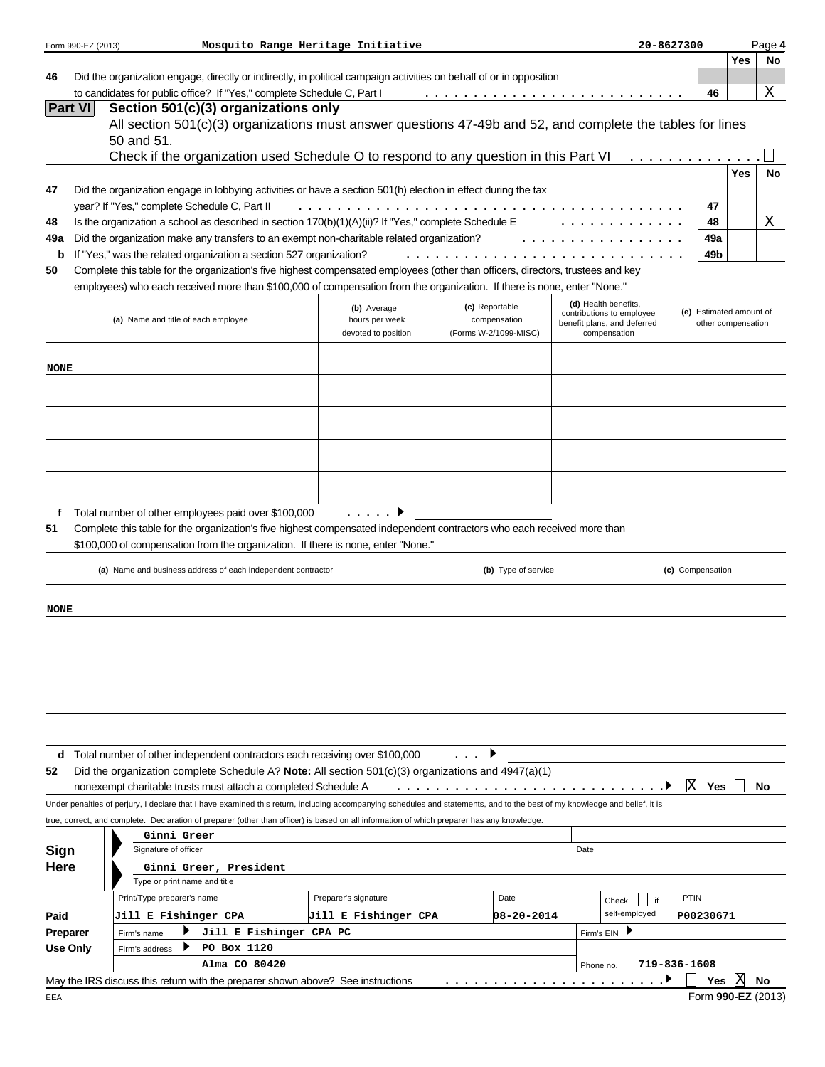Form 990-EZ (2013) **Mosquito Range Heritage Initiative** 20-8627300 Page **4**

| | | | Yes | No |
|---|---|---|---|---|
| **46** | Did the organization engage, directly or indirectly, in political campaign activities on behalf of or in opposition to candidates for public office? If "Yes," complete Schedule C, Part I | 46 | | X |

## Part VI Section 501(c)(3) organizations only

All section 501(c)(3) organizations must answer questions 47-49b and 52, and complete the tables for lines 50 and 51.

Check if the organization used Schedule O to respond to any question in this Part VI ☐

| | | | Yes | No |
|---|---|---|---|---|
| **47** | Did the organization engage in lobbying activities or have a section 501(h) election in effect during the tax year? If "Yes," complete Schedule C, Part II | 47 | | |
| **48** | Is the organization a school as described in section 170(b)(1)(A)(ii)? If "Yes," complete Schedule E | 48 | | X |
| **49a** | Did the organization make any transfers to an exempt non-charitable related organization? | 49a | | |
| **b** | If "Yes," was the related organization a section 527 organization? | 49b | | |

**50** Complete this table for the organization's five highest compensated employees (other than officers, directors, trustees and key employees) who each received more than $100,000 of compensation from the organization. If there is none, enter "None."

| (a) Name and title of each employee | (b) Average hours per week devoted to position | (c) Reportable compensation (Forms W-2/1099-MISC) | (d) Health benefits, contributions to employee benefit plans, and deferred compensation | (e) Estimated amount of other compensation |
|---|---|---|---|---|
| NONE | | | | |
| | | | | |
| | | | | |
| | | | | |
| | | | | |

**f** Total number of other employees paid over $100,000 ▶

**51** Complete this table for the organization's five highest compensated independent contractors who each received more than $100,000 of compensation from the organization. If there is none, enter "None."

| (a) Name and business address of each independent contractor | (b) Type of service | (c) Compensation |
|---|---|---|
| NONE | | |
| | | |
| | | |
| | | |
| | | |

**d** Total number of other independent contractors each receiving over $100,000 ▶

**52** Did the organization complete Schedule A? **Note:** All section 501(c)(3) organizations and 4947(a)(1) nonexempt charitable trusts must attach a completed Schedule A ▶ ☒ Yes ☐ No

Under penalties of perjury, I declare that I have examined this return, including accompanying schedules and statements, and to the best of my knowledge and belief, it is true, correct, and complete. Declaration of preparer (other than officer) is based on all information of which preparer has any knowledge.

**Sign Here**

Ginni Greer
Signature of officer    Date

Ginni Greer, President
Type or print name and title

| **Paid Preparer Use Only** | Print/Type preparer's name | Preparer's signature | Date | Check ☐ if self-employed | PTIN |
|---|---|---|---|---|---|
| | Jill E Fishinger CPA | Jill E Fishinger CPA | 08-20-2014 | | P00230671 |
| | Firm's name ▶ Jill E Fishinger CPA PC | | | Firm's EIN ▶ | |
| | Firm's address ▶ PO Box 1120 Alma CO 80420 | | | Phone no. 719-836-1608 | |

May the IRS discuss this return with the preparer shown above? See instructions ▶ ☐ Yes ☒ No

Form **990-EZ** (2013)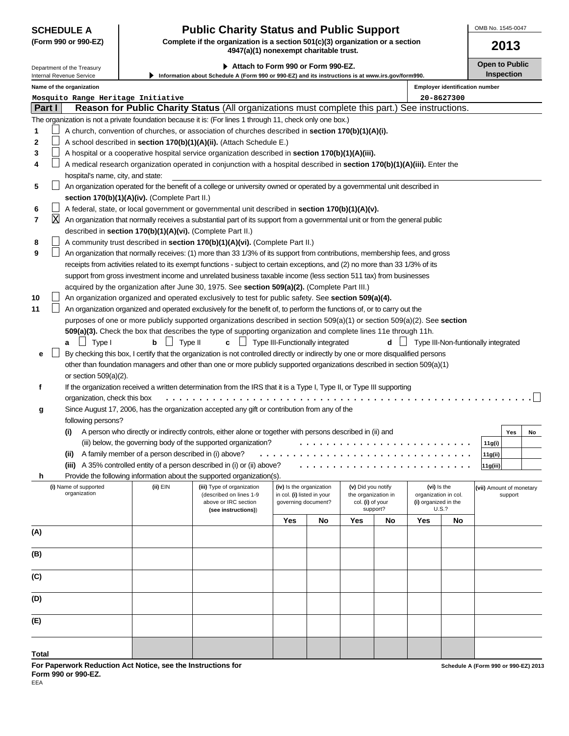**SCHEDULE A**
**(Form 990 or 990-EZ)**

Department of the Treasury
Internal Revenue Service

# Public Charity Status and Public Support

**Complete if the organization is a section 501(c)(3) organization or a section 4947(a)(1) nonexempt charitable trust.**

▶ **Attach to Form 990 or Form 990-EZ.**

▶ **Information about Schedule A (Form 990 or 990-EZ) and its instructions is at www.irs.gov/form990.**

OMB No. 1545-0047

**2013**

**Open to Public Inspection**

**Name of the organization:** Mosquito Range Heritage Initiative

**Employer identification number:** 20-8627300

## Part I — Reason for Public Charity Status (All organizations must complete this part.) See instructions.

The organization is not a private foundation because it is: (For lines 1 through 11, check only one box.)

1. ☐ A church, convention of churches, or association of churches described in **section 170(b)(1)(A)(i).**
2. ☐ A school described in **section 170(b)(1)(A)(ii).** (Attach Schedule E.)
3. ☐ A hospital or a cooperative hospital service organization described in **section 170(b)(1)(A)(iii).**
4. ☐ A medical research organization operated in conjunction with a hospital described in **section 170(b)(1)(A)(iii).** Enter the hospital's name, city, and state:
5. ☐ An organization operated for the benefit of a college or university owned or operated by a governmental unit described in **section 170(b)(1)(A)(iv).** (Complete Part II.)
6. ☐ A federal, state, or local government or governmental unit described in **section 170(b)(1)(A)(v).**
7. ☒ An organization that normally receives a substantial part of its support from a governmental unit or from the general public described in **section 170(b)(1)(A)(vi).** (Complete Part II.)
8. ☐ A community trust described in **section 170(b)(1)(A)(vi).** (Complete Part II.)
9. ☐ An organization that normally receives: (1) more than 33 1/3% of its support from contributions, membership fees, and gross receipts from activities related to its exempt functions - subject to certain exceptions, and (2) no more than 33 1/3% of its support from gross investment income and unrelated business taxable income (less section 511 tax) from businesses acquired by the organization after June 30, 1975. See **section 509(a)(2).** (Complete Part III.)
10. ☐ An organization organized and operated exclusively to test for public safety. See **section 509(a)(4).**
11. ☐ An organization organized and operated exclusively for the benefit of, to perform the functions of, or to carry out the purposes of one or more publicly supported organizations described in section 509(a)(1) or section 509(a)(2). See **section 509(a)(3).** Check the box that describes the type of supporting organization and complete lines 11e through 11h.
   - **a** ☐ Type I  **b** ☐ Type II  **c** ☐ Type III-Functionally integrated  **d** ☐ Type III-Non-funtionally integrated
   - **e** ☐ By checking this box, I certify that the organization is not controlled directly or indirectly by one or more disqualified persons other than foundation managers and other than one or more publicly supported organizations described in section 509(a)(1) or section 509(a)(2).
   - **f** If the organization received a written determination from the IRS that it is a Type I, Type II, or Type III supporting organization, check this box ☐
   - **g** Since August 17, 2006, has the organization accepted any gift or contribution from any of the following persons?

| | | Yes | No |
|---|---|---|---|
| (i) A person who directly or indirectly controls, either alone or together with persons described in (ii) and (iii) below, the governing body of the supported organization? | 11g(i) | | |
| (ii) A family member of a person described in (i) above? | 11g(ii) | | |
| (iii) A 35% controlled entity of a person described in (i) or (ii) above? | 11g(iii) | | |

   - **h** Provide the following information about the supported organization(s).

| (i) Name of supported organization | (ii) EIN | (iii) Type of organization (described on lines 1-9 above or IRC section (see instructions)) | (iv) Is the organization in col. (i) listed in your governing document? | | (v) Did you notify the organization in col. (i) of your support? | | (vi) Is the organization in col. (i) organized in the U.S.? | | (vii) Amount of monetary support |
|---|---|---|---|---|---|---|---|---|---|
| | | | Yes | No | Yes | No | Yes | No | |
| (A) | | | | | | | | | |
| (B) | | | | | | | | | |
| (C) | | | | | | | | | |
| (D) | | | | | | | | | |
| (E) | | | | | | | | | |
| Total | | | | | | | | | |

**For Paperwork Reduction Act Notice, see the Instructions for Form 990 or 990-EZ.**

EEA

Schedule A (Form 990 or 990-EZ) 2013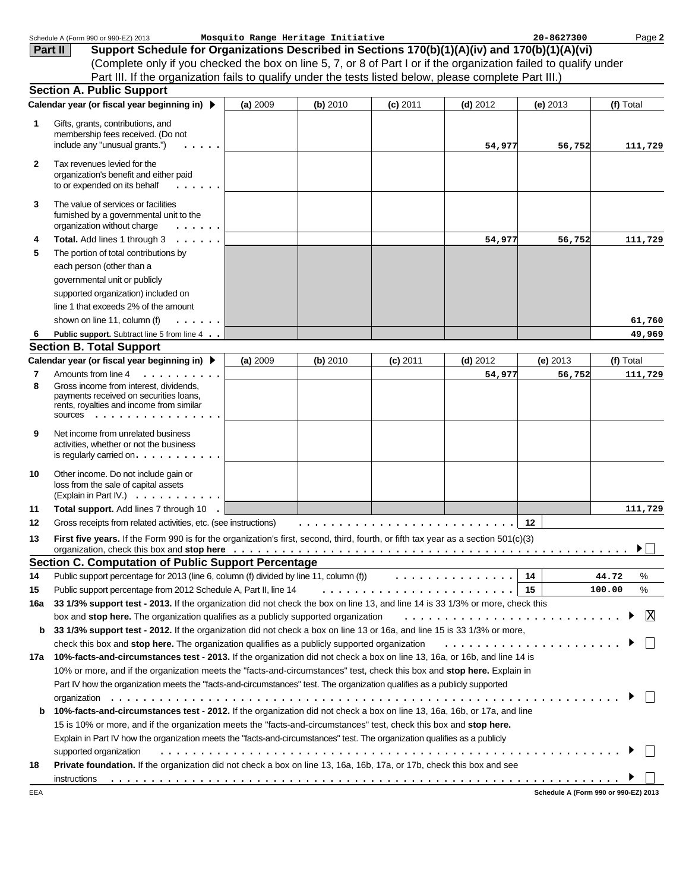Schedule A (Form 990 or 990-EZ) 2013 **Mosquito Range Heritage Initiative** 20-8627300 Page **2**

## Part II Support Schedule for Organizations Described in Sections 170(b)(1)(A)(iv) and 170(b)(1)(A)(vi)

(Complete only if you checked the box on line 5, 7, or 8 of Part I or if the organization failed to qualify under Part III. If the organization fails to qualify under the tests listed below, please complete Part III.)

### Section A. Public Support

| | Calendar year (or fiscal year beginning in) ▶ | (a) 2009 | (b) 2010 | (c) 2011 | (d) 2012 | (e) 2013 | (f) Total |
|---|---|---|---|---|---|---|---|
| 1 | Gifts, grants, contributions, and membership fees received. (Do not include any "unusual grants.") | | | | 54,977 | 56,752 | 111,729 |
| 2 | Tax revenues levied for the organization's benefit and either paid to or expended on its behalf | | | | | | |
| 3 | The value of services or facilities furnished by a governmental unit to the organization without charge | | | | | | |
| 4 | **Total.** Add lines 1 through 3 | | | | 54,977 | 56,752 | 111,729 |
| 5 | The portion of total contributions by each person (other than a governmental unit or publicly supported organization) included on line 1 that exceeds 2% of the amount shown on line 11, column (f) | | | | | | 61,760 |
| 6 | **Public support.** Subtract line 5 from line 4 | | | | | | 49,969 |

### Section B. Total Support

| | Calendar year (or fiscal year beginning in) ▶ | (a) 2009 | (b) 2010 | (c) 2011 | (d) 2012 | (e) 2013 | (f) Total |
|---|---|---|---|---|---|---|---|
| 7 | Amounts from line 4 | | | | 54,977 | 56,752 | 111,729 |
| 8 | Gross income from interest, dividends, payments received on securities loans, rents, royalties and income from similar sources | | | | | | |
| 9 | Net income from unrelated business activities, whether or not the business is regularly carried on | | | | | | |
| 10 | Other income. Do not include gain or loss from the sale of capital assets (Explain in Part IV.) | | | | | | |
| 11 | **Total support.** Add lines 7 through 10 | | | | | | 111,729 |

**12** Gross receipts from related activities, etc. (see instructions) **12**

**13** **First five years.** If the Form 990 is for the organization's first, second, third, fourth, or fifth tax year as a section 501(c)(3) organization, check this box and **stop here** ▶ ☐

### Section C. Computation of Public Support Percentage

**14** Public support percentage for 2013 (line 6, column (f) divided by line 11, column (f)) **14** 44.72 %

**15** Public support percentage from 2012 Schedule A, Part II, line 14 **15** 100.00 %

**16a** **33 1/3% support test - 2013.** If the organization did not check the box on line 13, and line 14 is 33 1/3% or more, check this box and **stop here.** The organization qualifies as a publicly supported organization ▶ ☒

**b** **33 1/3% support test - 2012.** If the organization did not check a box on line 13 or 16a, and line 15 is 33 1/3% or more, check this box and **stop here.** The organization qualifies as a publicly supported organization ▶ ☐

**17a** **10%-facts-and-circumstances test - 2013.** If the organization did not check a box on line 13, 16a, or 16b, and line 14 is 10% or more, and if the organization meets the "facts-and-circumstances" test, check this box and **stop here.** Explain in Part IV how the organization meets the "facts-and-circumstances" test. The organization qualifies as a publicly supported organization ▶ ☐

**b** **10%-facts-and-circumstances test - 2012.** If the organization did not check a box on line 13, 16a, 16b, or 17a, and line 15 is 10% or more, and if the organization meets the "facts-and-circumstances" test, check this box and **stop here.** Explain in Part IV how the organization meets the "facts-and-circumstances" test. The organization qualifies as a publicly supported organization ▶ ☐

**18** **Private foundation.** If the organization did not check a box on line 13, 16a, 16b, 17a, or 17b, check this box and see instructions ▶ ☐

EEA **Schedule A (Form 990 or 990-EZ) 2013**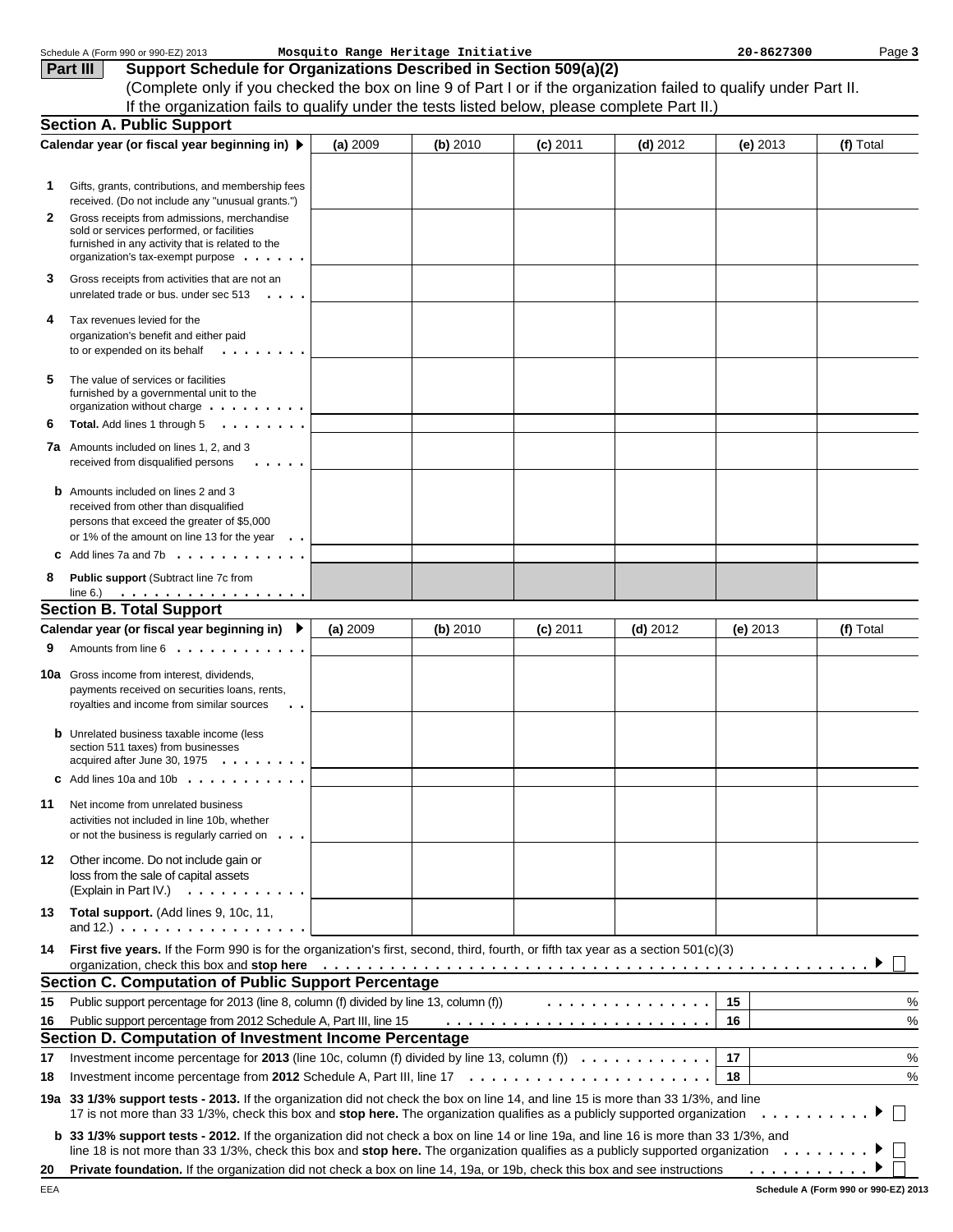Schedule A (Form 990 or 990-EZ) 2013 **Mosquito Range Heritage Initiative** 20-8627300

## Part III Support Schedule for Organizations Described in Section 509(a)(2)

(Complete only if you checked the box on line 9 of Part I or if the organization failed to qualify under Part II. If the organization fails to qualify under the tests listed below, please complete Part II.)

### Section A. Public Support

| Calendar year (or fiscal year beginning in) ▶ | (a) 2009 | (b) 2010 | (c) 2011 | (d) 2012 | (e) 2013 | (f) Total |
|---|---|---|---|---|---|---|
| **1** Gifts, grants, contributions, and membership fees received. (Do not include any "unusual grants.") | | | | | | |
| **2** Gross receipts from admissions, merchandise sold or services performed, or facilities furnished in any activity that is related to the organization's tax-exempt purpose | | | | | | |
| **3** Gross receipts from activities that are not an unrelated trade or bus. under sec 513 | | | | | | |
| **4** Tax revenues levied for the organization's benefit and either paid to or expended on its behalf | | | | | | |
| **5** The value of services or facilities furnished by a governmental unit to the organization without charge | | | | | | |
| **6** **Total.** Add lines 1 through 5 | | | | | | |
| **7a** Amounts included on lines 1, 2, and 3 received from disqualified persons | | | | | | |
| **b** Amounts included on lines 2 and 3 received from other than disqualified persons that exceed the greater of $5,000 or 1% of the amount on line 13 for the year | | | | | | |
| **c** Add lines 7a and 7b | | | | | | |
| **8** **Public support** (Subtract line 7c from line 6.) | | | | | | |

### Section B. Total Support

| Calendar year (or fiscal year beginning in) ▶ | (a) 2009 | (b) 2010 | (c) 2011 | (d) 2012 | (e) 2013 | (f) Total |
|---|---|---|---|---|---|---|
| **9** Amounts from line 6 | | | | | | |
| **10a** Gross income from interest, dividends, payments received on securities loans, rents, royalties and income from similar sources | | | | | | |
| **b** Unrelated business taxable income (less section 511 taxes) from businesses acquired after June 30, 1975 | | | | | | |
| **c** Add lines 10a and 10b | | | | | | |
| **11** Net income from unrelated business activities not included in line 10b, whether or not the business is regularly carried on | | | | | | |
| **12** Other income. Do not include gain or loss from the sale of capital assets (Explain in Part IV.) | | | | | | |
| **13** **Total support.** (Add lines 9, 10c, 11, and 12.) | | | | | | |

**14** **First five years.** If the Form 990 is for the organization's first, second, third, fourth, or fifth tax year as a section 501(c)(3) organization, check this box and **stop here** ▶ ☐

### Section C. Computation of Public Support Percentage

| | | | |
|---|---|---|---|
| **15** | Public support percentage for 2013 (line 8, column (f) divided by line 13, column (f)) | 15 | % |
| **16** | Public support percentage from 2012 Schedule A, Part III, line 15 | 16 | % |

### Section D. Computation of Investment Income Percentage

| | | | |
|---|---|---|---|
| **17** | Investment income percentage for **2013** (line 10c, column (f) divided by line 13, column (f)) | 17 | % |
| **18** | Investment income percentage from **2012** Schedule A, Part III, line 17 | 18 | % |

**19a** **33 1/3% support tests - 2013.** If the organization did not check the box on line 14, and line 15 is more than 33 1/3%, and line 17 is not more than 33 1/3%, check this box and **stop here.** The organization qualifies as a publicly supported organization ▶ ☐

**b** **33 1/3% support tests - 2012.** If the organization did not check a box on line 14 or line 19a, and line 16 is more than 33 1/3%, and line 18 is not more than 33 1/3%, check this box and **stop here.** The organization qualifies as a publicly supported organization ▶ ☐

**20** **Private foundation.** If the organization did not check a box on line 14, 19a, or 19b, check this box and see instructions ▶ ☐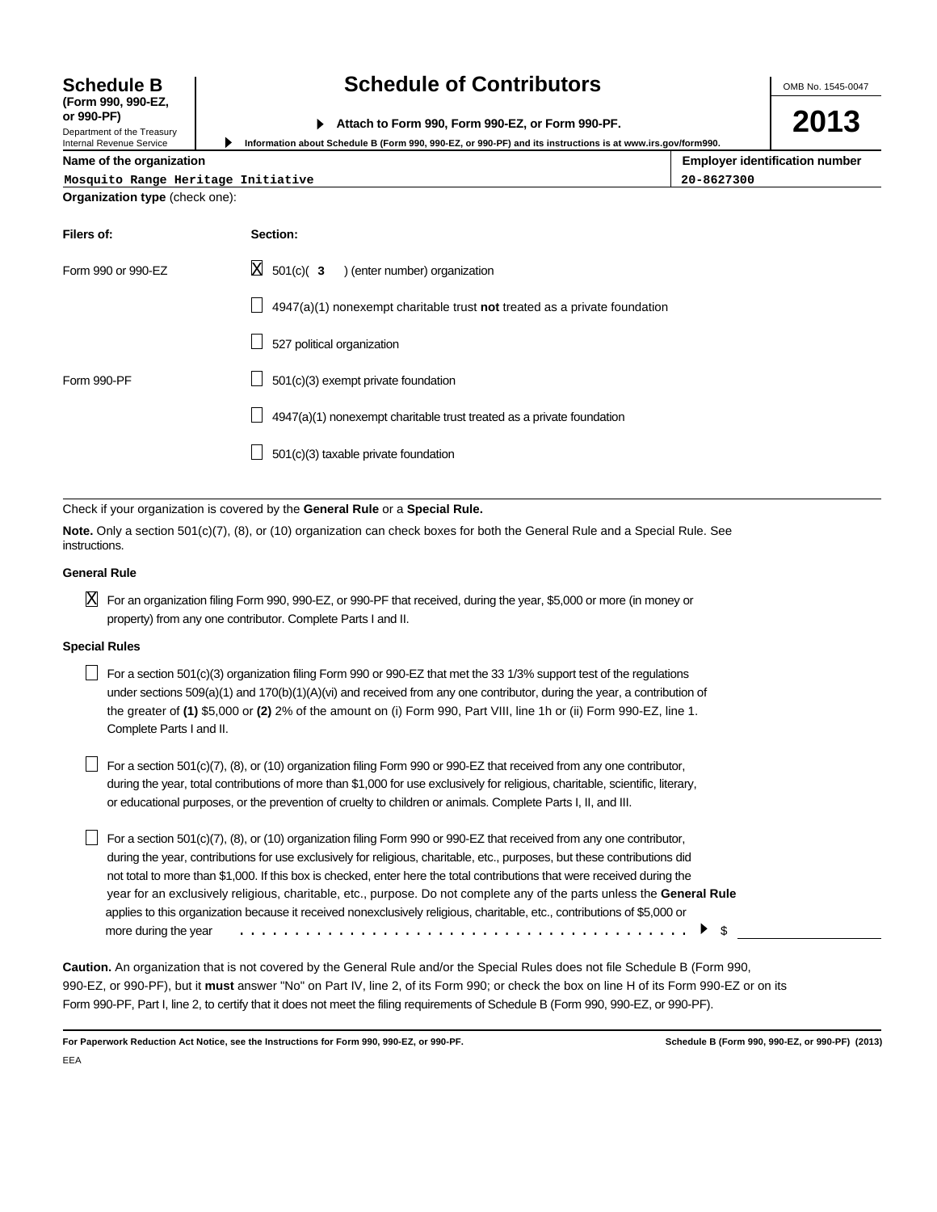# Schedule B

**(Form 990, 990-EZ, or 990-PF)**

Department of the Treasury
Internal Revenue Service

## Schedule of Contributors

▶ **Attach to Form 990, Form 990-EZ, or Form 990-PF.**

▶ **Information about Schedule B (Form 990, 990-EZ, or 990-PF) and its instructions is at www.irs.gov/form990.**

OMB No. 1545-0047

**2013**

| Name of the organization | Employer identification number |
|---|---|
| Mosquito Range Heritage Initiative | 20-8627300 |

**Organization type** (check one):

| Filers of: | Section: |
|---|---|
| Form 990 or 990-EZ | [X] 501(c)( **3** ) (enter number) organization |
| | [ ] 4947(a)(1) nonexempt charitable trust **not** treated as a private foundation |
| | [ ] 527 political organization |
| Form 990-PF | [ ] 501(c)(3) exempt private foundation |
| | [ ] 4947(a)(1) nonexempt charitable trust treated as a private foundation |
| | [ ] 501(c)(3) taxable private foundation |

Check if your organization is covered by the **General Rule** or a **Special Rule.**

**Note.** Only a section 501(c)(7), (8), or (10) organization can check boxes for both the General Rule and a Special Rule. See instructions.

### General Rule

[X] For an organization filing Form 990, 990-EZ, or 990-PF that received, during the year, $5,000 or more (in money or property) from any one contributor. Complete Parts I and II.

### Special Rules

[ ] For a section 501(c)(3) organization filing Form 990 or 990-EZ that met the 33 1/3% support test of the regulations under sections 509(a)(1) and 170(b)(1)(A)(vi) and received from any one contributor, during the year, a contribution of the greater of **(1)** $5,000 or **(2)** 2% of the amount on (i) Form 990, Part VIII, line 1h or (ii) Form 990-EZ, line 1. Complete Parts I and II.

[ ] For a section 501(c)(7), (8), or (10) organization filing Form 990 or 990-EZ that received from any one contributor, during the year, total contributions of more than $1,000 for use exclusively for religious, charitable, scientific, literary, or educational purposes, or the prevention of cruelty to children or animals. Complete Parts I, II, and III.

[ ] For a section 501(c)(7), (8), or (10) organization filing Form 990 or 990-EZ that received from any one contributor, during the year, contributions for use exclusively for religious, charitable, etc., purposes, but these contributions did not total to more than $1,000. If this box is checked, enter here the total contributions that were received during the year for an exclusively religious, charitable, etc., purpose. Do not complete any of the parts unless the **General Rule** applies to this organization because it received nonexclusively religious, charitable, etc., contributions of $5,000 or more during the year . . . . . . . . . . . . . . . . . . . . . . . . . . . . . . . . . . . . . . . . ▶ $ ____________

**Caution.** An organization that is not covered by the General Rule and/or the Special Rules does not file Schedule B (Form 990, 990-EZ, or 990-PF), but it **must** answer "No" on Part IV, line 2, of its Form 990; or check the box on line H of its Form 990-EZ or on its Form 990-PF, Part I, line 2, to certify that it does not meet the filing requirements of Schedule B (Form 990, 990-EZ, or 990-PF).

**For Paperwork Reduction Act Notice, see the Instructions for Form 990, 990-EZ, or 990-PF.** **Schedule B (Form 990, 990-EZ, or 990-PF) (2013)**

EEA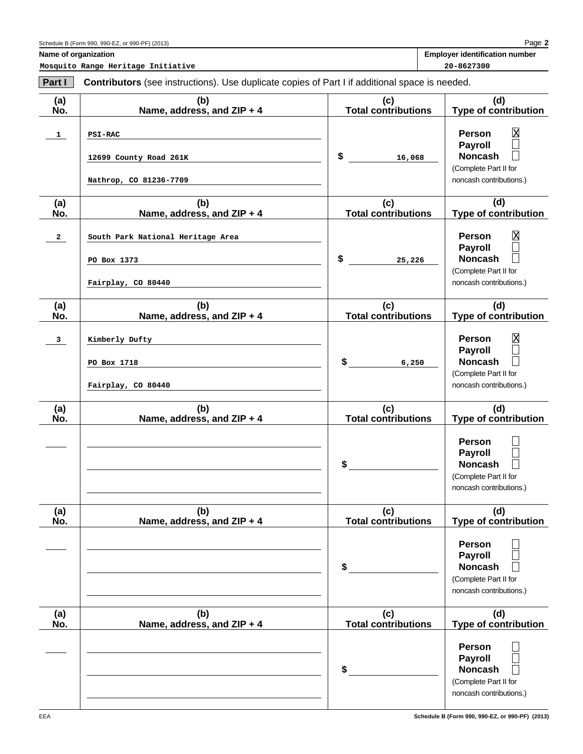**Name of organization**
Mosquito Range Heritage Initiative

**Employer identification number**
20-8627300

**Part I** **Contributors** (see instructions). Use duplicate copies of Part I if additional space is needed.

| (a) No. | (b) Name, address, and ZIP + 4 | (c) Total contributions | (d) Type of contribution |
|---|---|---|---|
| 1 | PSI-RAC<br>12699 County Road 261K<br>Nathrop, CO 81236-7709 | $ 16,068 | Person ☒<br>Payroll ☐<br>Noncash ☐<br>(Complete Part II for noncash contributions.) |
| 2 | South Park National Heritage Area<br>PO Box 1373<br>Fairplay, CO 80440 | $ 25,226 | Person ☒<br>Payroll ☐<br>Noncash ☐<br>(Complete Part II for noncash contributions.) |
| 3 | Kimberly Dufty<br>PO Box 1718<br>Fairplay, CO 80440 | $ 6,250 | Person ☒<br>Payroll ☐<br>Noncash ☐<br>(Complete Part II for noncash contributions.) |
| | | $ | Person ☐<br>Payroll ☐<br>Noncash ☐<br>(Complete Part II for noncash contributions.) |
| | | $ | Person ☐<br>Payroll ☐<br>Noncash ☐<br>(Complete Part II for noncash contributions.) |
| | | $ | Person ☐<br>Payroll ☐<br>Noncash ☐<br>(Complete Part II for noncash contributions.) |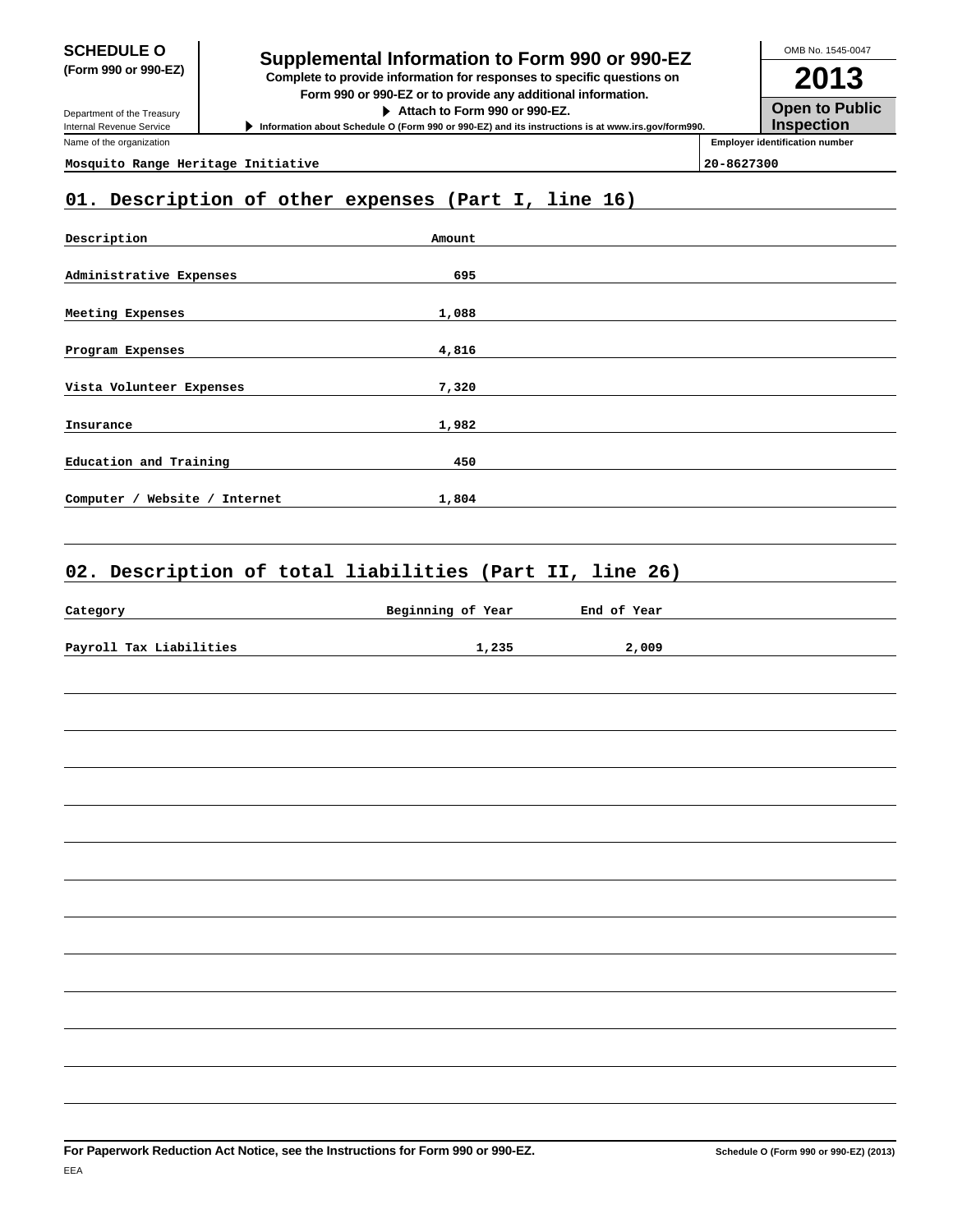**SCHEDULE O (Form 990 or 990-EZ)**

Department of the Treasury
Internal Revenue Service

# Supplemental Information to Form 990 or 990-EZ

**Complete to provide information for responses to specific questions on Form 990 or 990-EZ or to provide any additional information.**

▶ **Attach to Form 990 or 990-EZ.**

▶ **Information about Schedule O (Form 990 or 990-EZ) and its instructions is at www.irs.gov/form990.**

OMB No. 1545-0047

**2013**

**Open to Public Inspection**

Name of the organization: **Mosquito Range Heritage Initiative**

Employer identification number: **20-8627300**

## 01. Description of other expenses (Part I, line 16)

| Description | Amount |
|---|---|
| Administrative Expenses | 695 |
| Meeting Expenses | 1,088 |
| Program Expenses | 4,816 |
| Vista Volunteer Expenses | 7,320 |
| Insurance | 1,982 |
| Education and Training | 450 |
| Computer / Website / Internet | 1,804 |

## 02. Description of total liabilities (Part II, line 26)

| Category | Beginning of Year | End of Year |
|---|---|---|
| Payroll Tax Liabilities | 1,235 | 2,009 |

**For Paperwork Reduction Act Notice, see the Instructions for Form 990 or 990-EZ.**

**Schedule O (Form 990 or 990-EZ) (2013)**

EEA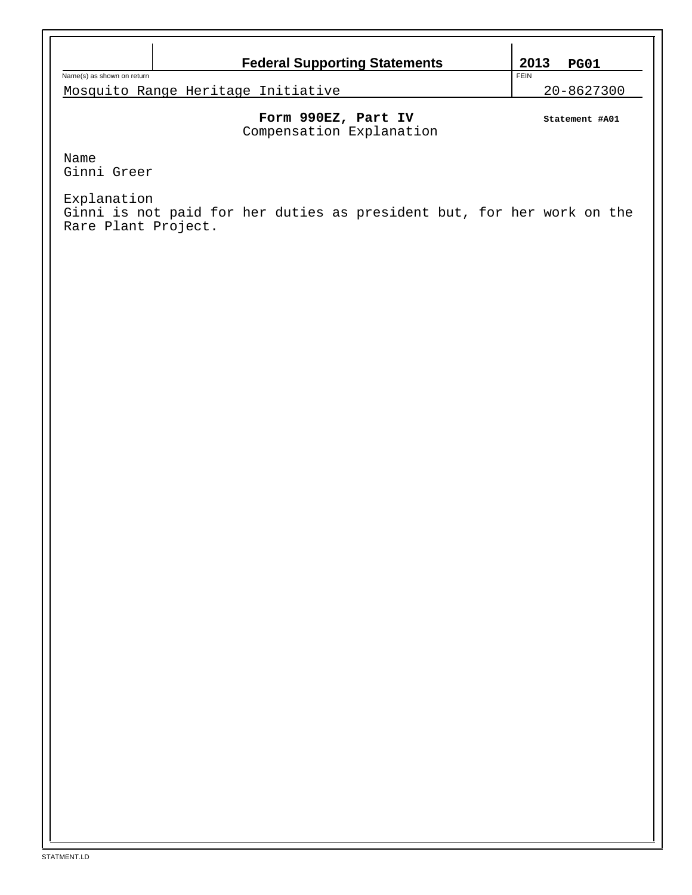# Federal Supporting Statements

**2013 PG01**

Name(s) as shown on return: Mosquito Range Heritage Initiative

FEIN: 20-8627300

## Form 990EZ, Part IV
Compensation Explanation

**Statement #A01**

Name
Ginni Greer

Explanation
Ginni is not paid for her duties as president but, for her work on the Rare Plant Project.

STATMENT.LD